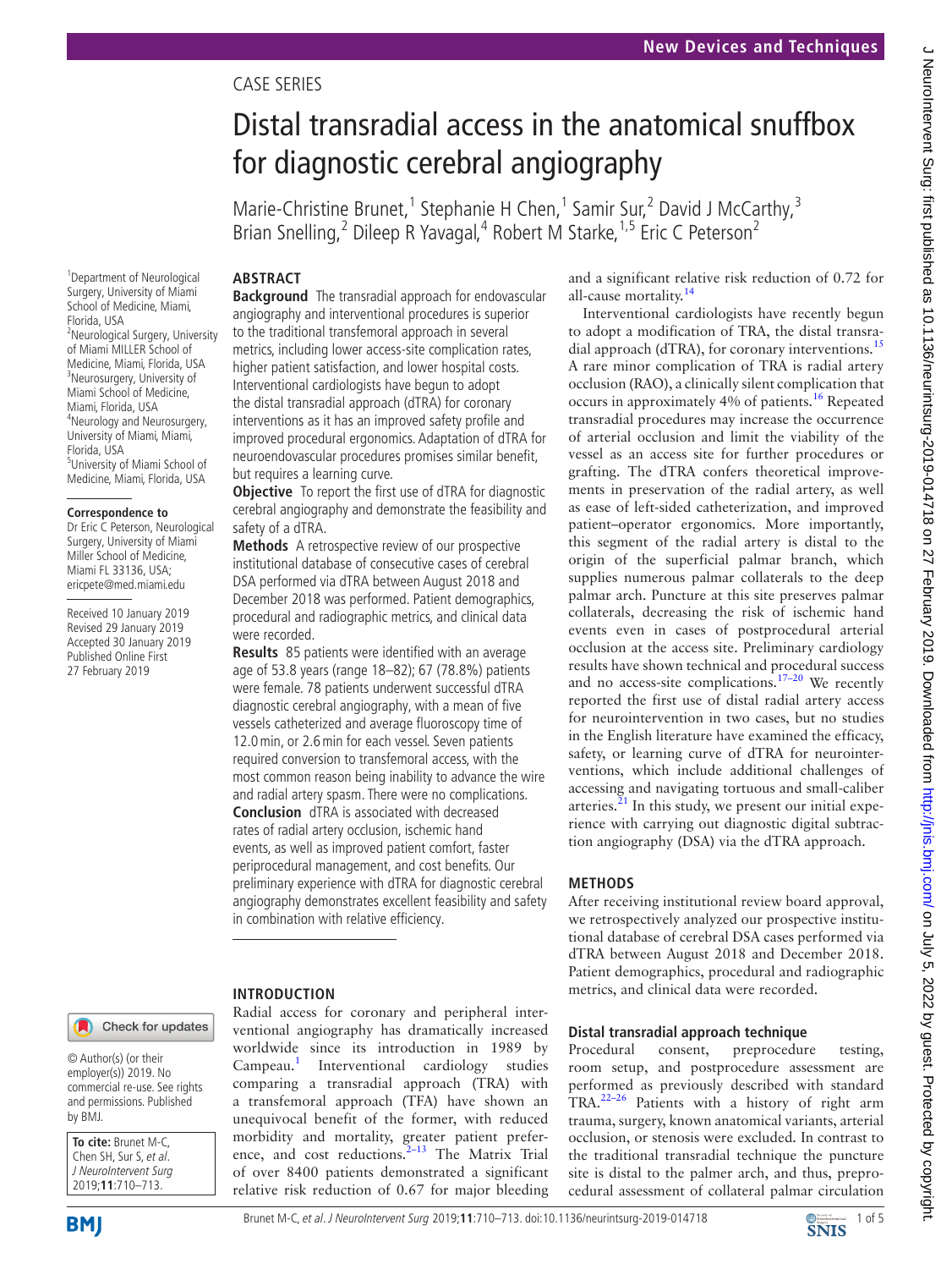CASE SERIES

# Distal transradial access in the anatomical snuffbox for diagnostic cerebral angiography

Marie-Christine Brunet,[1] Stephanie H Chen,[1] Samir Sur,[2] David J McCarthy,[3] Brian Snelling,[2] Dileep R Yavagal,[4] Robert M Starke,[1,5] Eric C Peterson[2]

[1]Department of Neurological Surgery, University of Miami School of Medicine, Miami, Florida, USA
[2]Neurological Surgery, University of Miami MILLER School of Medicine, Miami, Florida, USA
[3]Neurosurgery, University of Miami School of Medicine, Miami, Florida, USA
[4]Neurology and Neurosurgery, University of Miami, Miami, Florida, USA
[5]University of Miami School of Medicine, Miami, Florida, USA

**Correspondence to**
Dr Eric C Peterson, Neurological Surgery, University of Miami Miller School of Medicine, Miami FL 33136, USA; ericpete@med.miami.edu

Received 10 January 2019
Revised 29 January 2019
Accepted 30 January 2019
Published Online First 27 February 2019

© Author(s) (or their employer(s)) 2019. No commercial re-use. See rights and permissions. Published by BMJ.

**To cite:** Brunet M-C, Chen SH, Sur S, *et al*. *J NeuroIntervent Surg* 2019;**11**:710–713.

## ABSTRACT

**Background** The transradial approach for endovascular angiography and interventional procedures is superior to the traditional transfemoral approach in several metrics, including lower access-site complication rates, higher patient satisfaction, and lower hospital costs. Interventional cardiologists have begun to adopt the distal transradial approach (dTRA) for coronary interventions as it has an improved safety profile and improved procedural ergonomics. Adaptation of dTRA for neuroendovascular procedures promises similar benefit, but requires a learning curve.

**Objective** To report the first use of dTRA for diagnostic cerebral angiography and demonstrate the feasibility and safety of a dTRA.

**Methods** A retrospective review of our prospective institutional database of consecutive cases of cerebral DSA performed via dTRA between August 2018 and December 2018 was performed. Patient demographics, procedural and radiographic metrics, and clinical data were recorded.

**Results** 85 patients were identified with an average age of 53.8 years (range 18–82); 67 (78.8%) patients were female. 78 patients underwent successful dTRA diagnostic cerebral angiography, with a mean of five vessels catheterized and average fluoroscopy time of 12.0 min, or 2.6 min for each vessel. Seven patients required conversion to transfemoral access, with the most common reason being inability to advance the wire and radial artery spasm. There were no complications.

**Conclusion** dTRA is associated with decreased rates of radial artery occlusion, ischemic hand events, as well as improved patient comfort, faster periprocedural management, and cost benefits. Our preliminary experience with dTRA for diagnostic cerebral angiography demonstrates excellent feasibility and safety in combination with relative efficiency.

## INTRODUCTION

Radial access for coronary and peripheral interventional angiography has dramatically increased worldwide since its introduction in 1989 by Campeau.[1] Interventional cardiology studies comparing a transradial approach (TRA) with a transfemoral approach (TFA) have shown an unequivocal benefit of the former, with reduced morbidity and mortality, greater patient preference, and cost reductions.[2–13] The Matrix Trial of over 8400 patients demonstrated a significant relative risk reduction of 0.67 for major bleeding and a significant relative risk reduction of 0.72 for all-cause mortality.[14]

Interventional cardiologists have recently begun to adopt a modification of TRA, the distal transradial approach (dTRA), for coronary interventions.[15] A rare minor complication of TRA is radial artery occlusion (RAO), a clinically silent complication that occurs in approximately 4% of patients.[16] Repeated transradial procedures may increase the occurrence of arterial occlusion and limit the viability of the vessel as an access site for further procedures or grafting. The dTRA confers theoretical improvements in preservation of the radial artery, as well as ease of left-sided catheterization, and improved patient–operator ergonomics. More importantly, this segment of the radial artery is distal to the origin of the superficial palmar branch, which supplies numerous palmar collaterals to the deep palmar arch. Puncture at this site preserves palmar collaterals, decreasing the risk of ischemic hand events even in cases of postprocedural arterial occlusion at the access site. Preliminary cardiology results have shown technical and procedural success and no access-site complications.[17–20] We recently reported the first use of distal radial artery access for neurointervention in two cases, but no studies in the English literature have examined the efficacy, safety, or learning curve of dTRA for neurointerventions, which include additional challenges of accessing and navigating tortuous and small-caliber arteries.[21] In this study, we present our initial experience with carrying out diagnostic digital subtraction angiography (DSA) via the dTRA approach.

## METHODS

After receiving institutional review board approval, we retrospectively analyzed our prospective institutional database of cerebral DSA cases performed via dTRA between August 2018 and December 2018. Patient demographics, procedural and radiographic metrics, and clinical data were recorded.

### Distal transradial approach technique

Procedural consent, preprocedure testing, room setup, and postprocedure assessment are performed as previously described with standard TRA.[22–26] Patients with a history of right arm trauma, surgery, known anatomical variants, arterial occlusion, or stenosis were excluded. In contrast to the traditional transradial technique the puncture site is distal to the palmer arch, and thus, preprocedural assessment of collateral palmar circulation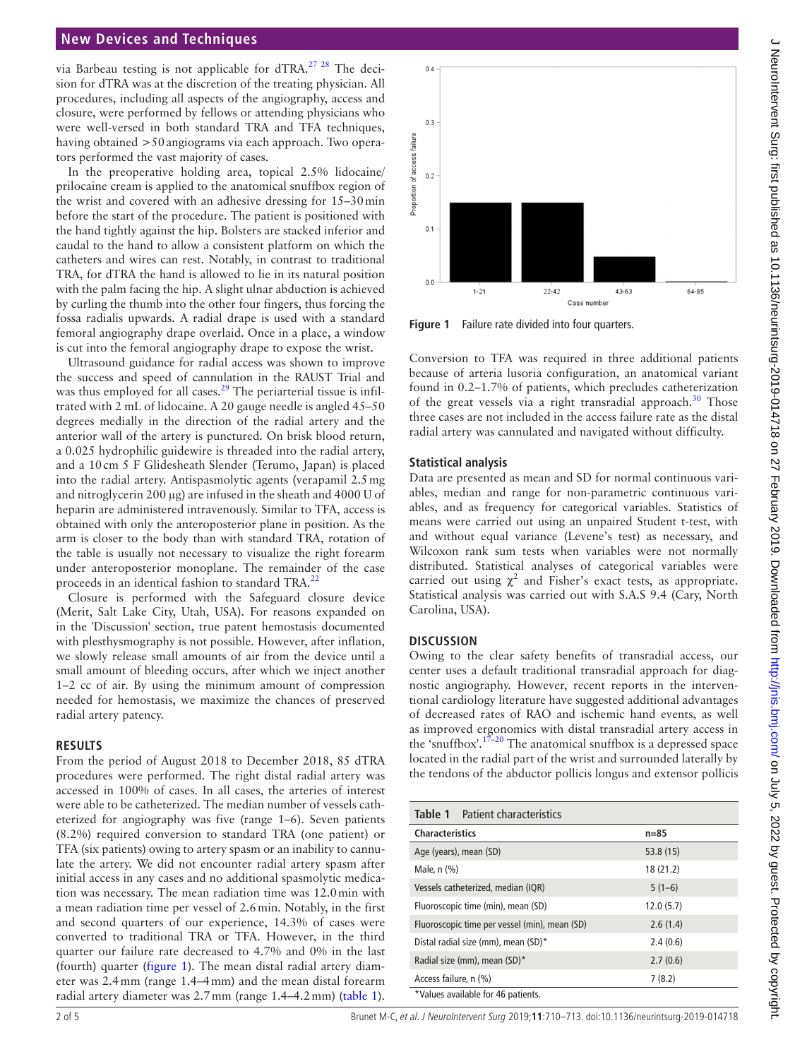via Barbeau testing is not applicable for dTRA.[27 28] The decision for dTRA was at the discretion of the treating physician. All procedures, including all aspects of the angiography, access and closure, were performed by fellows or attending physicians who were well-versed in both standard TRA and TFA techniques, having obtained >50 angiograms via each approach. Two operators performed the vast majority of cases.

In the preoperative holding area, topical 2.5% lidocaine/prilocaine cream is applied to the anatomical snuffbox region of the wrist and covered with an adhesive dressing for 15–30 min before the start of the procedure. The patient is positioned with the hand tightly against the hip. Bolsters are stacked inferior and caudal to the hand to allow a consistent platform on which the catheters and wires can rest. Notably, in contrast to traditional TRA, for dTRA the hand is allowed to lie in its natural position with the palm facing the hip. A slight ulnar abduction is achieved by curling the thumb into the other four fingers, thus forcing the fossa radialis upwards. A radial drape is used with a standard femoral angiography drape overlaid. Once in a place, a window is cut into the femoral angiography drape to expose the wrist.

Ultrasound guidance for radial access was shown to improve the success and speed of cannulation in the RAUST Trial and was thus employed for all cases.[29] The periarterial tissue is infiltrated with 2 mL of lidocaine. A 20 gauge needle is angled 45–50 degrees medially in the direction of the radial artery and the anterior wall of the artery is punctured. On brisk blood return, a 0.025 hydrophilic guidewire is threaded into the radial artery, and a 10 cm 5 F Glidesheath Slender (Terumo, Japan) is placed into the radial artery. Antispasmolytic agents (verapamil 2.5 mg and nitroglycerin 200 µg) are infused in the sheath and 4000 U of heparin are administered intravenously. Similar to TFA, access is obtained with only the anteroposterior plane in position. As the arm is closer to the body than with standard TRA, rotation of the table is usually not necessary to visualize the right forearm under anteroposterior monoplane. The remainder of the case proceeds in an identical fashion to standard TRA.[22]

Closure is performed with the Safeguard closure device (Merit, Salt Lake City, Utah, USA). For reasons expanded on in the 'Discussion' section, true patent hemostasis documented with plesthysmography is not possible. However, after inflation, we slowly release small amounts of air from the device until a small amount of bleeding occurs, after which we inject another 1–2 cc of air. By using the minimum amount of compression needed for hemostasis, we maximize the chances of preserved radial artery patency.

## RESULTS

From the period of August 2018 to December 2018, 85 dTRA procedures were performed. The right distal radial artery was accessed in 100% of cases. In all cases, the arteries of interest were able to be catheterized. The median number of vessels catheterized for angiography was five (range 1–6). Seven patients (8.2%) required conversion to standard TRA (one patient) or TFA (six patients) owing to artery spasm or an inability to cannulate the artery. We did not encounter radial artery spasm after initial access in any cases and no additional spasmolytic medication was necessary. The mean radiation time was 12.0 min with a mean radiation time per vessel of 2.6 min. Notably, in the first and second quarters of our experience, 14.3% of cases were converted to traditional TRA or TFA. However, in the third quarter our failure rate decreased to 4.7% and 0% in the last (fourth) quarter (figure 1). The mean distal radial artery diameter was 2.4 mm (range 1.4–4 mm) and the mean distal forearm radial artery diameter was 2.7 mm (range 1.4–4.2 mm) (table 1).

Figure 1 Failure rate divided into four quarters.

Conversion to TFA was required in three additional patients because of arteria lusoria configuration, an anatomical variant found in 0.2–1.7% of patients, which precludes catheterization of the great vessels via a right transradial approach.[30] Those three cases are not included in the access failure rate as the distal radial artery was cannulated and navigated without difficulty.

### Statistical analysis

Data are presented as mean and SD for normal continuous variables, median and range for non-parametric continuous variables, and as frequency for categorical variables. Statistics of means were carried out using an unpaired Student t-test, with and without equal variance (Levene's test) as necessary, and Wilcoxon rank sum tests when variables were not normally distributed. Statistical analyses of categorical variables were carried out using $\chi^2$ and Fisher's exact tests, as appropriate. Statistical analysis was carried out with S.A.S 9.4 (Cary, North Carolina, USA).

## DISCUSSION

Owing to the clear safety benefits of transradial access, our center uses a default traditional transradial approach for diagnostic angiography. However, recent reports in the interventional cardiology literature have suggested additional advantages of decreased rates of RAO and ischemic hand events, as well as improved ergonomics with distal transradial artery access in the 'snuffbox'.[17–20] The anatomical snuffbox is a depressed space located in the radial part of the wrist and surrounded laterally by the tendons of the abductor pollicis longus and extensor pollicis

**Table 1** Patient characteristics

| Characteristics | n=85 |
|---|---|
| Age (years), mean (SD) | 53.8 (15) |
| Male, n (%) | 18 (21.2) |
| Vessels catheterized, median (IQR) | 5 (1–6) |
| Fluoroscopic time (min), mean (SD) | 12.0 (5.7) |
| Fluoroscopic time per vessel (min), mean (SD) | 2.6 (1.4) |
| Distal radial size (mm), mean (SD)* | 2.4 (0.6) |
| Radial size (mm), mean (SD)* | 2.7 (0.6) |
| Access failure, n (%) | 7 (8.2) |

*Values available for 46 patients.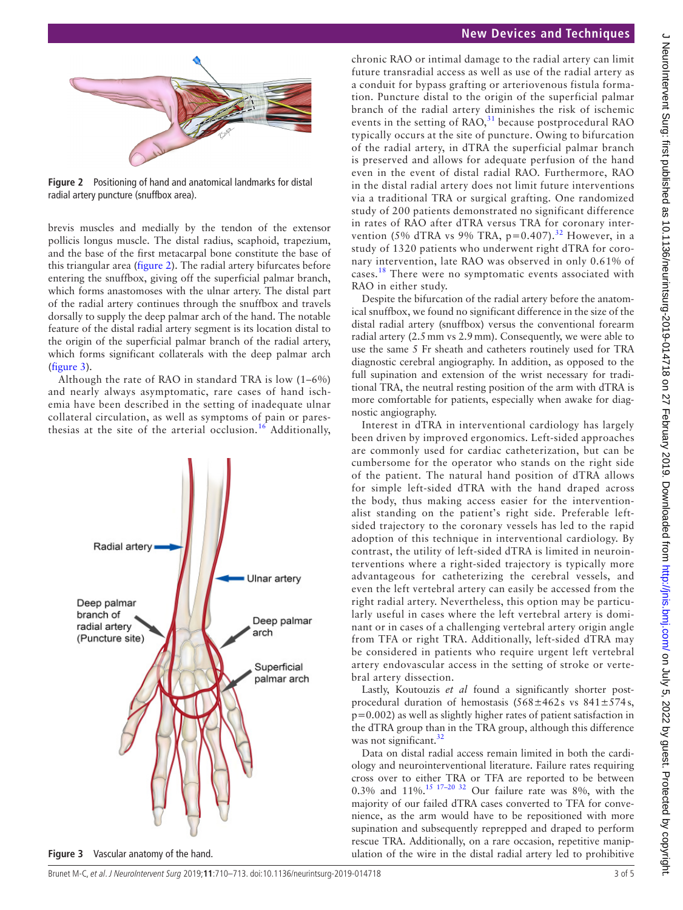Figure 2 Positioning of hand and anatomical landmarks for distal radial artery puncture (snuffbox area).

brevis muscles and medially by the tendon of the extensor pollicis longus muscle. The distal radius, scaphoid, trapezium, and the base of the first metacarpal bone constitute the base of this triangular area (figure 2). The radial artery bifurcates before entering the snuffbox, giving off the superficial palmar branch, which forms anastomoses with the ulnar artery. The distal part of the radial artery continues through the snuffbox and travels dorsally to supply the deep palmar arch of the hand. The notable feature of the distal radial artery segment is its location distal to the origin of the superficial palmar branch of the radial artery, which forms significant collaterals with the deep palmar arch (figure 3).

Although the rate of RAO in standard TRA is low (1–6%) and nearly always asymptomatic, rare cases of hand ischemia have been described in the setting of inadequate ulnar collateral circulation, as well as symptoms of pain or paresthesias at the site of the arterial occlusion.[16] Additionally,

Radial artery

Ulnar artery

Deep palmar branch of radial artery (Puncture site)

Deep palmar arch

Superficial palmar arch

Figure 3 Vascular anatomy of the hand.

chronic RAO or intimal damage to the radial artery can limit future transradial access as well as use of the radial artery as a conduit for bypass grafting or arteriovenous fistula formation. Puncture distal to the origin of the superficial palmar branch of the radial artery diminishes the risk of ischemic events in the setting of RAO,[31] because postprocedural RAO typically occurs at the site of puncture. Owing to bifurcation of the radial artery, in dTRA the superficial palmar branch is preserved and allows for adequate perfusion of the hand even in the event of distal radial RAO. Furthermore, RAO in the distal radial artery does not limit future interventions via a traditional TRA or surgical grafting. One randomized study of 200 patients demonstrated no significant difference in rates of RAO after dTRA versus TRA for coronary intervention (5% dTRA vs 9% TRA, p=0.407).[32] However, in a study of 1320 patients who underwent right dTRA for coronary intervention, late RAO was observed in only 0.61% of cases.[18] There were no symptomatic events associated with RAO in either study.

Despite the bifurcation of the radial artery before the anatomical snuffbox, we found no significant difference in the size of the distal radial artery (snuffbox) versus the conventional forearm radial artery (2.5 mm vs 2.9 mm). Consequently, we were able to use the same 5 Fr sheath and catheters routinely used for TRA diagnostic cerebral angiography. In addition, as opposed to the full supination and extension of the wrist necessary for traditional TRA, the neutral resting position of the arm with dTRA is more comfortable for patients, especially when awake for diagnostic angiography.

Interest in dTRA in interventional cardiology has largely been driven by improved ergonomics. Left-sided approaches are commonly used for cardiac catheterization, but can be cumbersome for the operator who stands on the right side of the patient. The natural hand position of dTRA allows for simple left-sided dTRA with the hand draped across the body, thus making access easier for the interventionalist standing on the patient's right side. Preferable left-sided trajectory to the coronary vessels has led to the rapid adoption of this technique in interventional cardiology. By contrast, the utility of left-sided dTRA is limited in neurointerventions where a right-sided trajectory is typically more advantageous for catheterizing the cerebral vessels, and even the left vertebral artery can easily be accessed from the right radial artery. Nevertheless, this option may be particularly useful in cases where the left vertebral artery is dominant or in cases of a challenging vertebral artery origin angle from TFA or right TRA. Additionally, left-sided dTRA may be considered in patients who require urgent left vertebral artery endovascular access in the setting of stroke or vertebral artery dissection.

Lastly, Koutouzis *et al* found a significantly shorter postprocedural duration of hemostasis (568±462 s vs 841±574 s, p=0.002) as well as slightly higher rates of patient satisfaction in the dTRA group than in the TRA group, although this difference was not significant.[32]

Data on distal radial access remain limited in both the cardiology and neurointerventional literature. Failure rates requiring cross over to either TRA or TFA are reported to be between 0.3% and 11%.[15 17–20 32] Our failure rate was 8%, with the majority of our failed dTRA cases converted to TFA for convenience, as the arm would have to be repositioned with more supination and subsequently reprepped and draped to perform rescue TRA. Additionally, on a rare occasion, repetitive manipulation of the wire in the distal radial artery led to prohibitive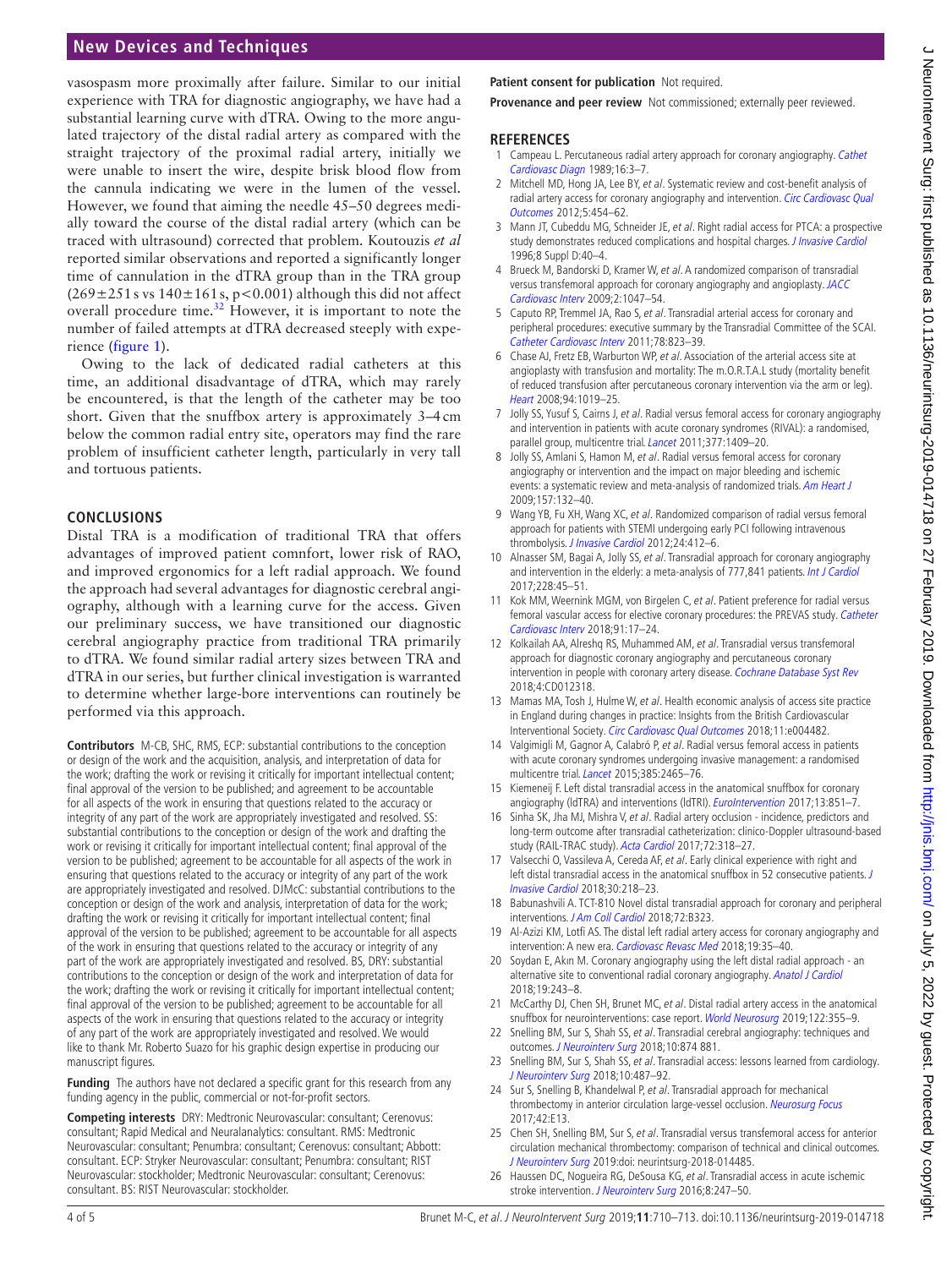vasospasm more proximally after failure. Similar to our initial experience with TRA for diagnostic angiography, we have had a substantial learning curve with dTRA. Owing to the more angulated trajectory of the distal radial artery as compared with the straight trajectory of the proximal radial artery, initially we were unable to insert the wire, despite brisk blood flow from the cannula indicating we were in the lumen of the vessel. However, we found that aiming the needle 45–50 degrees medially toward the course of the distal radial artery (which can be traced with ultrasound) corrected that problem. Koutouzis *et al* reported similar observations and reported a significantly longer time of cannulation in the dTRA group than in the TRA group ($269\pm251$ s vs $140\pm161$ s, $p<0.001$) although this did not affect overall procedure time.[32] However, it is important to note the number of failed attempts at dTRA decreased steeply with experience (figure 1).

Owing to the lack of dedicated radial catheters at this time, an additional disadvantage of dTRA, which may rarely be encountered, is that the length of the catheter may be too short. Given that the snuffbox artery is approximately 3–4 cm below the common radial entry site, operators may find the rare problem of insufficient catheter length, particularly in very tall and tortuous patients.

## CONCLUSIONS

Distal TRA is a modification of traditional TRA that offers advantages of improved patient comfort, lower risk of RAO, and improved ergonomics for a left radial approach. We found the approach had several advantages for diagnostic cerebral angiography, although with a learning curve for the access. Given our preliminary success, we have transitioned our diagnostic cerebral angiography practice from traditional TRA primarily to dTRA. We found similar radial artery sizes between TRA and dTRA in our series, but further clinical investigation is warranted to determine whether large-bore interventions can routinely be performed via this approach.

**Contributors** M-CB, SHC, RMS, ECP: substantial contributions to the conception or design of the work and the acquisition, analysis, and interpretation of data for the work; drafting the work or revising it critically for important intellectual content; final approval of the version to be published; and agreement to be accountable for all aspects of the work in ensuring that questions related to the accuracy or integrity of any part of the work are appropriately investigated and resolved. SS: substantial contributions to the conception or design of the work and drafting the work or revising it critically for important intellectual content; final approval of the version to be published; agreement to be accountable for all aspects of the work in ensuring that questions related to the accuracy or integrity of any part of the work are appropriately investigated and resolved. DJMcC: substantial contributions to the conception or design of the work and analysis, interpretation of data for the work; drafting the work or revising it critically for important intellectual content; final approval of the version to be published; agreement to be accountable for all aspects of the work in ensuring that questions related to the accuracy or integrity of any part of the work are appropriately investigated and resolved. BS, DRY: substantial contributions to the conception or design of the work and interpretation of data for the work; drafting the work or revising it critically for important intellectual content; final approval of the version to be published; agreement to be accountable for all aspects of the work in ensuring that questions related to the accuracy or integrity of any part of the work are appropriately investigated and resolved. We would like to thank Mr. Roberto Suazo for his graphic design expertise in producing our manuscript figures.

**Funding** The authors have not declared a specific grant for this research from any funding agency in the public, commercial or not-for-profit sectors.

**Competing interests** DRY: Medtronic Neurovascular: consultant; Cerenovus: consultant; Rapid Medical and Neuralanalytics: consultant. RMS: Medtronic Neurovascular: consultant; Penumbra: consultant; Cerenovus: consultant; Abbott: consultant. ECP: Stryker Neurovascular: consultant; Penumbra: consultant; RIST Neurovascular: stockholder; Medtronic Neurovascular: consultant; Cerenovus: consultant. BS: RIST Neurovascular: stockholder.

**Patient consent for publication** Not required.

**Provenance and peer review** Not commissioned; externally peer reviewed.

## REFERENCES

1. Campeau L. Percutaneous radial artery approach for coronary angiography. *Cathet Cardiovasc Diagn* 1989;16:3–7.
2. Mitchell MD, Hong JA, Lee BY, *et al*. Systematic review and cost-benefit analysis of radial artery access for coronary angiography and intervention. *Circ Cardiovasc Qual Outcomes* 2012;5:454–62.
3. Mann JT, Cubeddu MG, Schneider JE, *et al*. Right radial access for PTCA: a prospective study demonstrates reduced complications and hospital charges. *J Invasive Cardiol* 1996;8 Suppl D:40–4.
4. Brueck M, Bandorski D, Kramer W, *et al*. A randomized comparison of transradial versus transfemoral approach for coronary angiography and angioplasty. *JACC Cardiovasc Interv* 2009;2:1047–54.
5. Caputo RP, Tremmel JA, Rao S, *et al*. Transradial arterial access for coronary and peripheral procedures: executive summary by the Transradial Committee of the SCAI. *Catheter Cardiovasc Interv* 2011;78:823–39.
6. Chase AJ, Fretz EB, Warburton WP, *et al*. Association of the arterial access site at angioplasty with transfusion and mortality: The m.O.R.T.A.L study (mortality benefit of reduced transfusion after percutaneous coronary intervention via the arm or leg). *Heart* 2008;94:1019–25.
7. Jolly SS, Yusuf S, Cairns J, *et al*. Radial versus femoral access for coronary angiography and intervention in patients with acute coronary syndromes (RIVAL): a randomised, parallel group, multicentre trial. *Lancet* 2011;377:1409–20.
8. Jolly SS, Amlani S, Hamon M, *et al*. Radial versus femoral access for coronary angiography or intervention and the impact on major bleeding and ischemic events: a systematic review and meta-analysis of randomized trials. *Am Heart J* 2009;157:132–40.
9. Wang YB, Fu XH, Wang XC, *et al*. Randomized comparison of radial versus femoral approach for patients with STEMI undergoing early PCI following intravenous thrombolysis. *J Invasive Cardiol* 2012;24:412–6.
10. Alnasser SM, Bagai A, Jolly SS, *et al*. Transradial approach for coronary angiography and intervention in the elderly: a meta-analysis of 777,841 patients. *Int J Cardiol* 2017;228:45–51.
11. Kok MM, Weernink MGM, von Birgelen C, *et al*. Patient preference for radial versus femoral vascular access for elective coronary procedures: the PREVAS study. *Catheter Cardiovasc Interv* 2018;91:17–24.
12. Kolkailah AA, Alreshq RS, Muhammed AM, *et al*. Transradial versus transfemoral approach for diagnostic coronary angiography and percutaneous coronary intervention in people with coronary artery disease. *Cochrane Database Syst Rev* 2018;4:CD012318.
13. Mamas MA, Tosh J, Hulme W, *et al*. Health economic analysis of access site practice in England during changes in practice: Insights from the British Cardiovascular Interventional Society. *Circ Cardiovasc Qual Outcomes* 2018;11:e004482.
14. Valgimigli M, Gagnor A, Calabró P, *et al*. Radial versus femoral access in patients with acute coronary syndromes undergoing invasive management: a randomised multicentre trial. *Lancet* 2015;385:2465–76.
15. Kiemeneij F. Left distal transradial access in the anatomical snuffbox for coronary angiography (ldTRA) and interventions (ldTRI). *EuroIntervention* 2017;13:851–7.
16. Sinha SK, Jha MJ, Mishra V, *et al*. Radial artery occlusion - incidence, predictors and long-term outcome after transradial catheterization: clinico-Doppler ultrasound-based study (RAIL-TRAC study). *Acta Cardiol* 2017;72:318–27.
17. Valsecchi O, Vassileva A, Cereda AF, *et al*. Early clinical experience with right and left distal transradial access in the anatomical snuffbox in 52 consecutive patients. *J Invasive Cardiol* 2018;30:218–23.
18. Babunashvili A. TCT-810 Novel distal transradial approach for coronary and peripheral interventions. *J Am Coll Cardiol* 2018;72:B323.
19. Al-Azizi KM, Lotfi AS. The distal left radial artery access for coronary angiography and intervention: A new era. *Cardiovasc Revasc Med* 2018;19:35–40.
20. Soydan E, Akın M. Coronary angiography using the left distal radial approach - an alternative site to conventional radial coronary angiography. *Anatol J Cardiol* 2018;19:243–8.
21. McCarthy DJ, Chen SH, Brunet MC, *et al*. Distal radial artery access in the anatomical snuffbox for neurointerventions: case report. *World Neurosurg* 2019;122:355–9.
22. Snelling BM, Sur S, Shah SS, *et al*. Transradial cerebral angiography: techniques and outcomes. *J Neurointerv Surg* 2018;10:874 881.
23. Snelling BM, Sur S, Shah SS, *et al*. Transradial access: lessons learned from cardiology. *J Neurointerv Surg* 2018;10:487–92.
24. Sur S, Snelling B, Khandelwal P, *et al*. Transradial approach for mechanical thrombectomy in anterior circulation large-vessel occlusion. *Neurosurg Focus* 2017;42:E13.
25. Chen SH, Snelling BM, Sur S, *et al*. Transradial versus transfemoral access for anterior circulation mechanical thrombectomy: comparison of technical and clinical outcomes. *J Neurointerv Surg* 2019:doi: neurintsurg-2018-014485.
26. Haussen DC, Nogueira RG, DeSousa KG, *et al*. Transradial access in acute ischemic stroke intervention. *J Neurointerv Surg* 2016;8:247–50.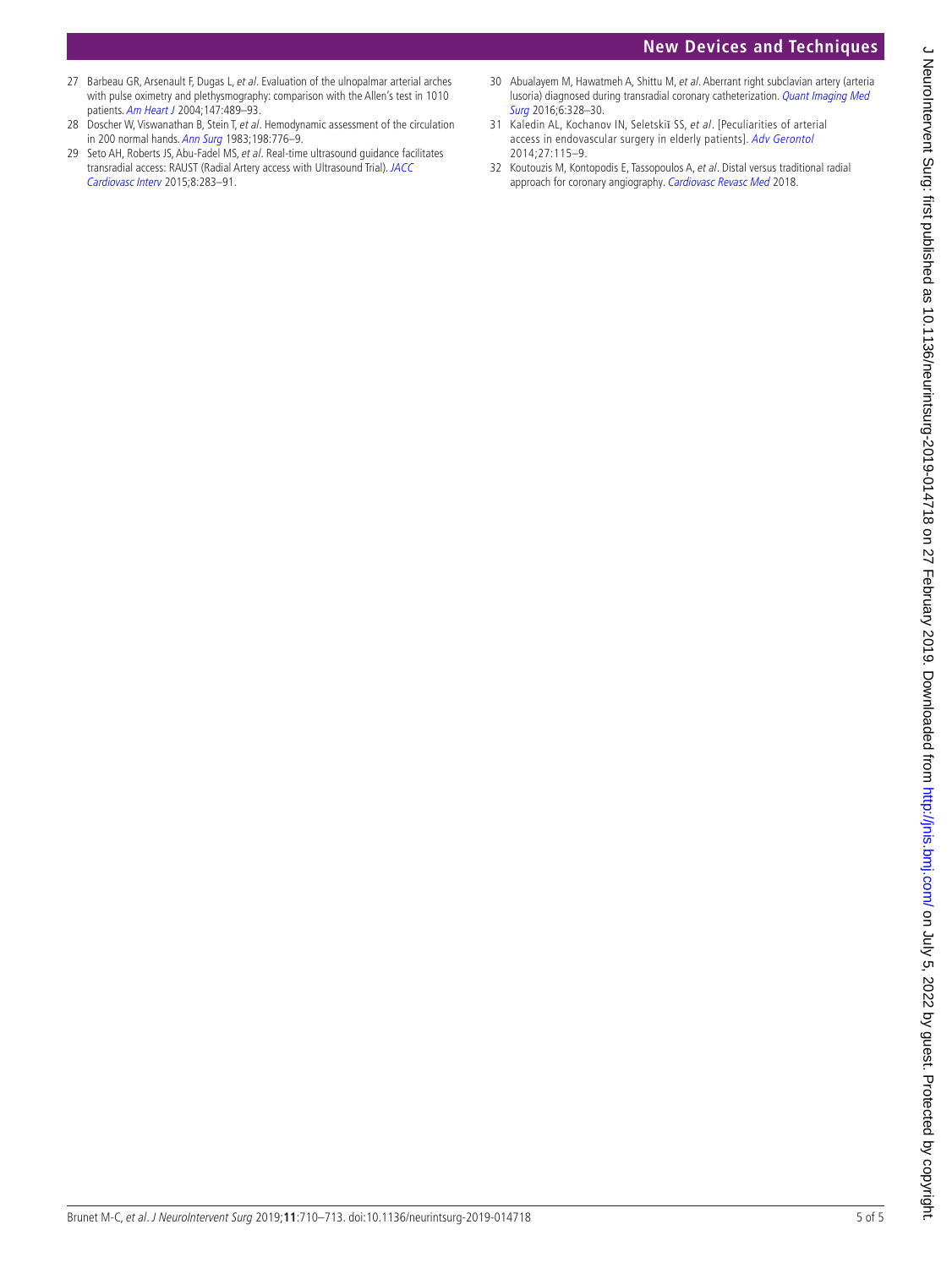27 Barbeau GR, Arsenault F, Dugas L, *et al*. Evaluation of the ulnopalmar arterial arches with pulse oximetry and plethysmography: comparison with the Allen's test in 1010 patients. *Am Heart J* 2004;147:489–93.

28 Doscher W, Viswanathan B, Stein T, *et al*. Hemodynamic assessment of the circulation in 200 normal hands. *Ann Surg* 1983;198:776–9.

29 Seto AH, Roberts JS, Abu-Fadel MS, *et al*. Real-time ultrasound guidance facilitates transradial access: RAUST (Radial Artery access with Ultrasound Trial). *JACC Cardiovasc Interv* 2015;8:283–91.

30 Abualayem M, Hawatmeh A, Shittu M, *et al*. Aberrant right subclavian artery (arteria lusoria) diagnosed during transradial coronary catheterization. *Quant Imaging Med Surg* 2016;6:328–30.

31 Kaledin AL, Kochanov IN, Seletskiĭ SS, *et al*. [Peculiarities of arterial access in endovascular surgery in elderly patients]. *Adv Gerontol* 2014;27:115–9.

32 Koutouzis M, Kontopodis E, Tassopoulos A, *et al*. Distal versus traditional radial approach for coronary angiography. *Cardiovasc Revasc Med* 2018.